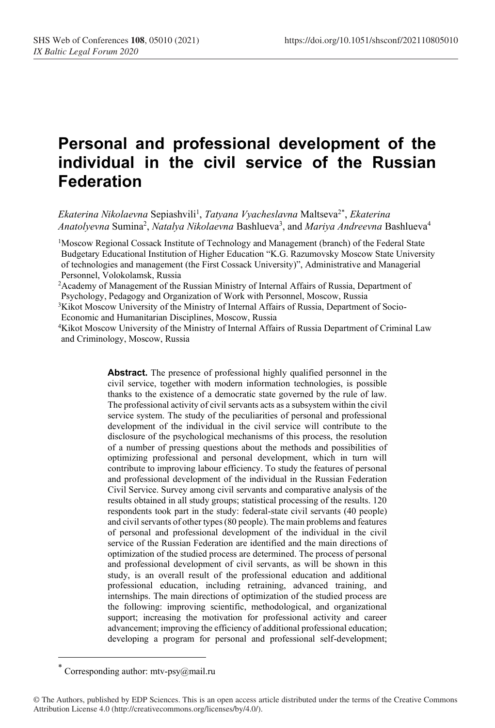# Personal and professional development of the individual in the civil service of the Russian Federation

*Ekaterina Nikolaevna* Sepiashvili[1], *Tatyana Vyacheslavna* Maltseva[2*], *Ekaterina Anatolyevna* Sumina[2], *Natalya Nikolaevna* Bashlueva[3], and *Mariya Andreevna* Bashlueva[4]

[1]Moscow Regional Cossack Institute of Technology and Management (branch) of the Federal State Budgetary Educational Institution of Higher Education "K.G. Razumovsky Moscow State University of technologies and management (the First Cossack University)", Administrative and Managerial Personnel, Volokolamsk, Russia

[2]Academy of Management of the Russian Ministry of Internal Affairs of Russia, Department of Psychology, Pedagogy and Organization of Work with Personnel, Moscow, Russia

[3]Kikot Moscow University of the Ministry of Internal Affairs of Russia, Department of Socio-Economic and Humanitarian Disciplines, Moscow, Russia

[4]Kikot Moscow University of the Ministry of Internal Affairs of Russia Department of Criminal Law and Criminology, Moscow, Russia

**Abstract.** The presence of professional highly qualified personnel in the civil service, together with modern information technologies, is possible thanks to the existence of a democratic state governed by the rule of law. The professional activity of civil servants acts as a subsystem within the civil service system. The study of the peculiarities of personal and professional development of the individual in the civil service will contribute to the disclosure of the psychological mechanisms of this process, the resolution of a number of pressing questions about the methods and possibilities of optimizing professional and personal development, which in turn will contribute to improving labour efficiency. To study the features of personal and professional development of the individual in the Russian Federation Civil Service. Survey among civil servants and comparative analysis of the results obtained in all study groups; statistical processing of the results. 120 respondents took part in the study: federal-state civil servants (40 people) and civil servants of other types (80 people). The main problems and features of personal and professional development of the individual in the civil service of the Russian Federation are identified and the main directions of optimization of the studied process are determined. The process of personal and professional development of civil servants, as will be shown in this study, is an overall result of the professional education and additional professional education, including retraining, advanced training, and internships. The main directions of optimization of the studied process are the following: improving scientific, methodological, and organizational support; increasing the motivation for professional activity and career advancement; improving the efficiency of additional professional education; developing a program for personal and professional self-development;

[*] Corresponding author: mtv-psy@mail.ru

© The Authors, published by EDP Sciences. This is an open access article distributed under the terms of the Creative Commons Attribution License 4.0 (http://creativecommons.org/licenses/by/4.0/).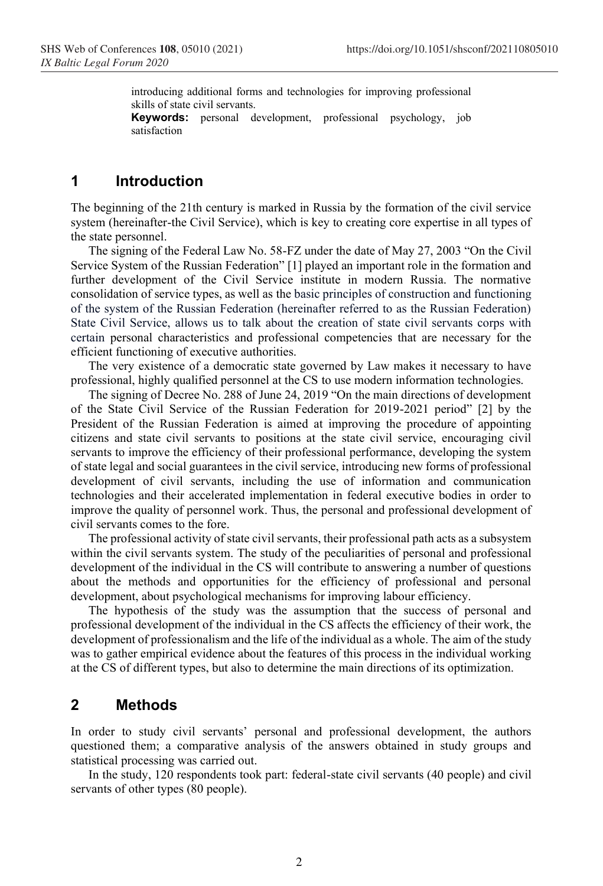introducing additional forms and technologies for improving professional skills of state civil servants.

**Keywords:** personal development, professional psychology, job satisfaction

## 1 Introduction

The beginning of the 21th century is marked in Russia by the formation of the civil service system (hereinafter-the Civil Service), which is key to creating core expertise in all types of the state personnel.

The signing of the Federal Law No. 58-FZ under the date of May 27, 2003 "On the Civil Service System of the Russian Federation" [1] played an important role in the formation and further development of the Civil Service institute in modern Russia. The normative consolidation of service types, as well as the basic principles of construction and functioning of the system of the Russian Federation (hereinafter referred to as the Russian Federation) State Civil Service, allows us to talk about the creation of state civil servants corps with certain personal characteristics and professional competencies that are necessary for the efficient functioning of executive authorities.

The very existence of a democratic state governed by Law makes it necessary to have professional, highly qualified personnel at the CS to use modern information technologies.

The signing of Decree No. 288 of June 24, 2019 "On the main directions of development of the State Civil Service of the Russian Federation for 2019-2021 period" [2] by the President of the Russian Federation is aimed at improving the procedure of appointing citizens and state civil servants to positions at the state civil service, encouraging civil servants to improve the efficiency of their professional performance, developing the system of state legal and social guarantees in the civil service, introducing new forms of professional development of civil servants, including the use of information and communication technologies and their accelerated implementation in federal executive bodies in order to improve the quality of personnel work. Thus, the personal and professional development of civil servants comes to the fore.

The professional activity of state civil servants, their professional path acts as a subsystem within the civil servants system. The study of the peculiarities of personal and professional development of the individual in the CS will contribute to answering a number of questions about the methods and opportunities for the efficiency of professional and personal development, about psychological mechanisms for improving labour efficiency.

The hypothesis of the study was the assumption that the success of personal and professional development of the individual in the CS affects the efficiency of their work, the development of professionalism and the life of the individual as a whole. The aim of the study was to gather empirical evidence about the features of this process in the individual working at the CS of different types, but also to determine the main directions of its optimization.

## 2 Methods

In order to study civil servants' personal and professional development, the authors questioned them; a comparative analysis of the answers obtained in study groups and statistical processing was carried out.

In the study, 120 respondents took part: federal-state civil servants (40 people) and civil servants of other types (80 people).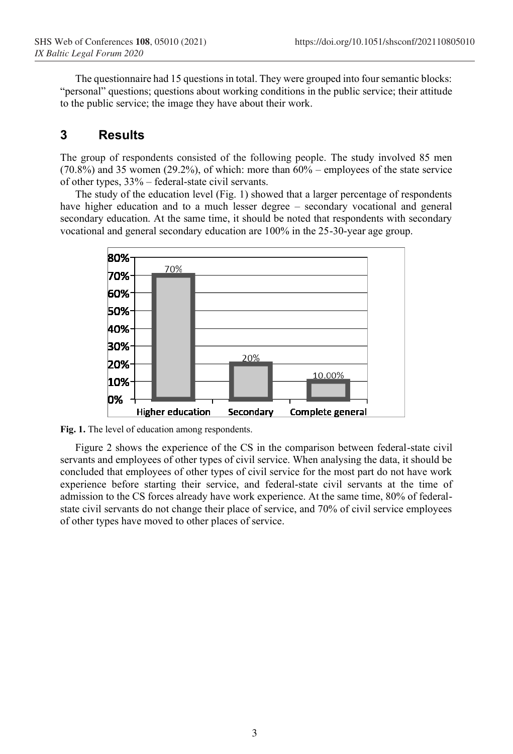The questionnaire had 15 questions in total. They were grouped into four semantic blocks: "personal" questions; questions about working conditions in the public service; their attitude to the public service; the image they have about their work.

## 3 Results

The group of respondents consisted of the following people. The study involved 85 men (70.8%) and 35 women (29.2%), of which: more than 60% – employees of the state service of other types, 33% – federal-state civil servants.

The study of the education level (Fig. 1) showed that a larger percentage of respondents have higher education and to a much lesser degree – secondary vocational and general secondary education. At the same time, it should be noted that respondents with secondary vocational and general secondary education are 100% in the 25-30-year age group.

**Fig. 1.** The level of education among respondents.

Figure 2 shows the experience of the CS in the comparison between federal-state civil servants and employees of other types of civil service. When analysing the data, it should be concluded that employees of other types of civil service for the most part do not have work experience before starting their service, and federal-state civil servants at the time of admission to the CS forces already have work experience. At the same time, 80% of federal-state civil servants do not change their place of service, and 70% of civil service employees of other types have moved to other places of service.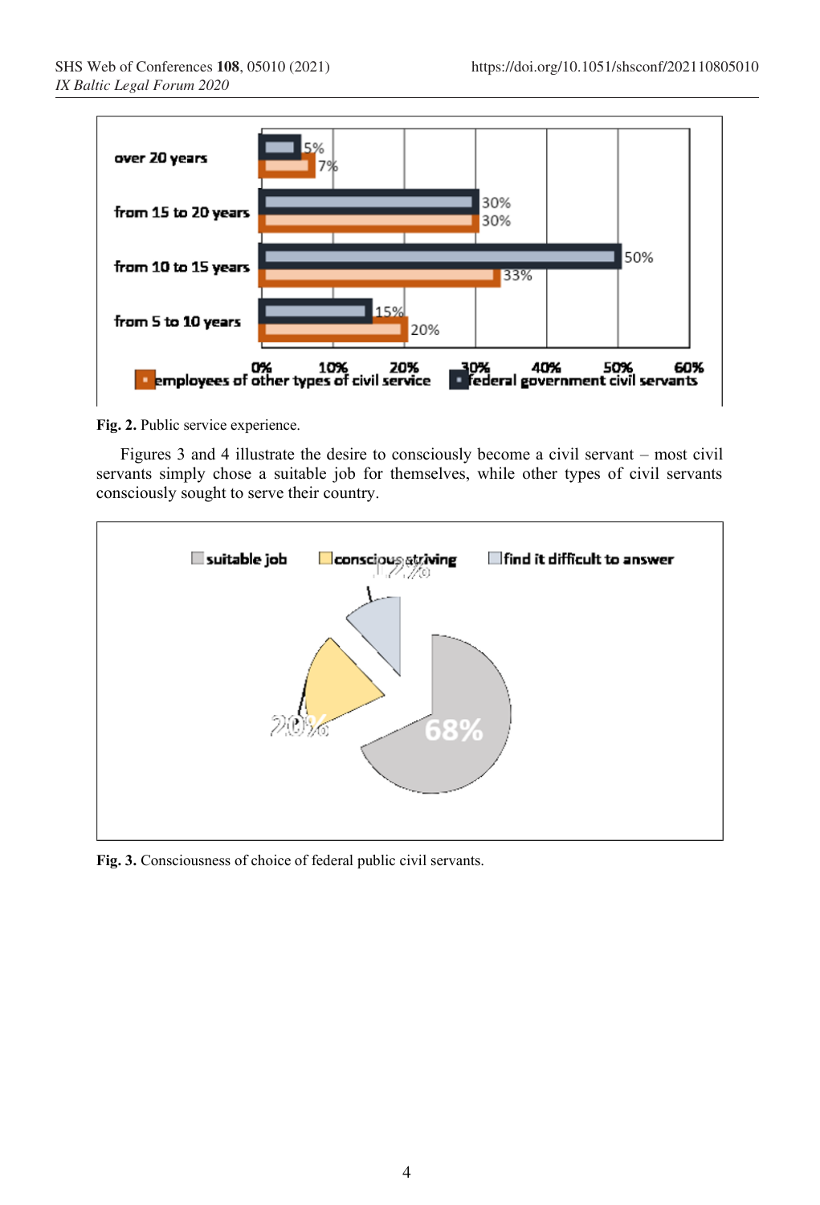Fig. 2. Public service experience.

Figures 3 and 4 illustrate the desire to consciously become a civil servant – most civil servants simply chose a suitable job for themselves, while other types of civil servants consciously sought to serve their country.

Fig. 3. Consciousness of choice of federal public civil servants.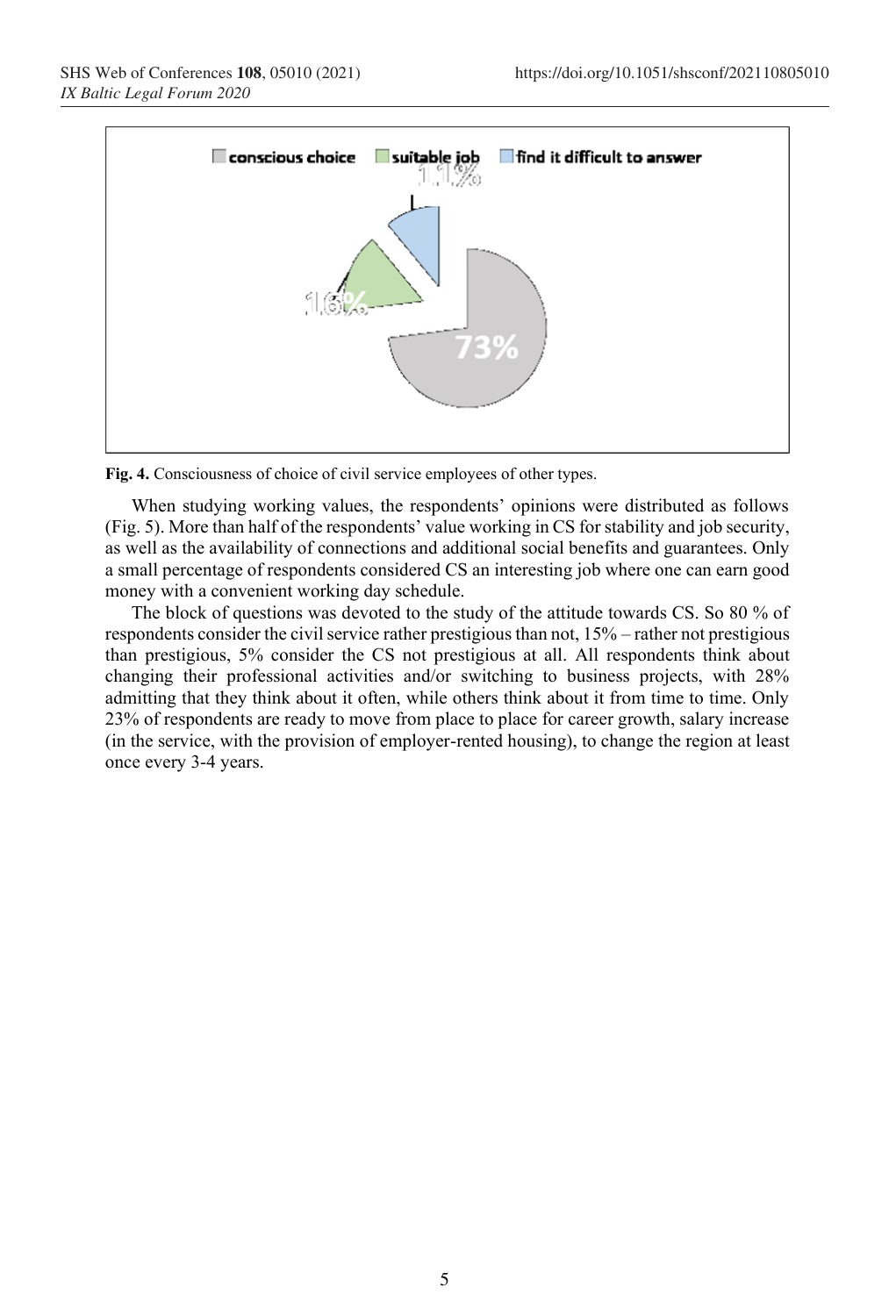**Fig. 4.** Consciousness of choice of civil service employees of other types.

When studying working values, the respondents' opinions were distributed as follows (Fig. 5). More than half of the respondents' value working in CS for stability and job security, as well as the availability of connections and additional social benefits and guarantees. Only a small percentage of respondents considered CS an interesting job where one can earn good money with a convenient working day schedule.

The block of questions was devoted to the study of the attitude towards CS. So 80 % of respondents consider the civil service rather prestigious than not, 15% – rather not prestigious than prestigious, 5% consider the CS not prestigious at all. All respondents think about changing their professional activities and/or switching to business projects, with 28% admitting that they think about it often, while others think about it from time to time. Only 23% of respondents are ready to move from place to place for career growth, salary increase (in the service, with the provision of employer-rented housing), to change the region at least once every 3-4 years.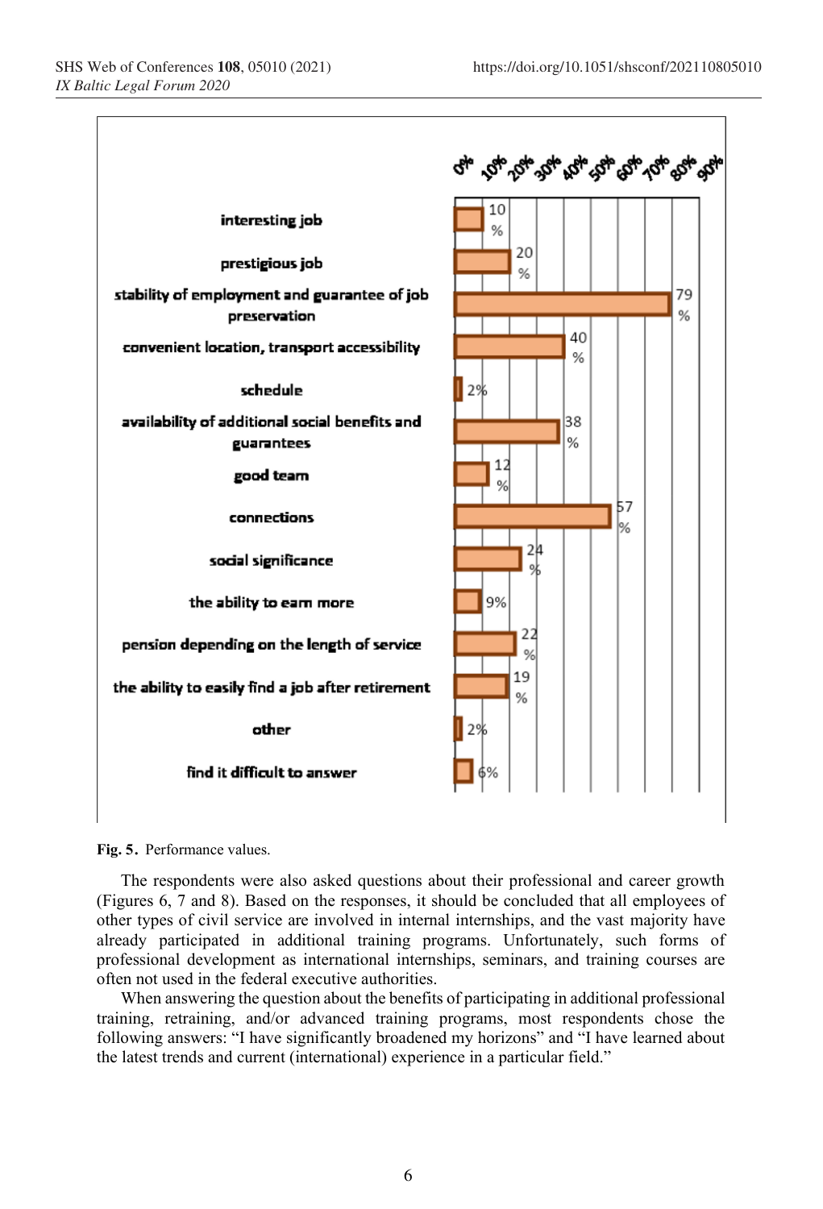| Performance value | % |
| --- | --- |
| interesting job | 10 % |
| prestigious job | 20 % |
| stability of employment and guarantee of job preservation | 79 % |
| convenient location, transport accessibility | 40 % |
| schedule | 2% |
| availability of additional social benefits and guarantees | 38 % |
| good team | 12 % |
| connections | 57 % |
| social significance | 24 % |
| the ability to earn more | 9% |
| pension depending on the length of service | 22 % |
| the ability to easily find a job after retirement | 19 % |
| other | 2% |
| find it difficult to answer | 6% |

**Fig. 5.** Performance values.

The respondents were also asked questions about their professional and career growth (Figures 6, 7 and 8). Based on the responses, it should be concluded that all employees of other types of civil service are involved in internal internships, and the vast majority have already participated in additional training programs. Unfortunately, such forms of professional development as international internships, seminars, and training courses are often not used in the federal executive authorities.

When answering the question about the benefits of participating in additional professional training, retraining, and/or advanced training programs, most respondents chose the following answers: "I have significantly broadened my horizons" and "I have learned about the latest trends and current (international) experience in a particular field."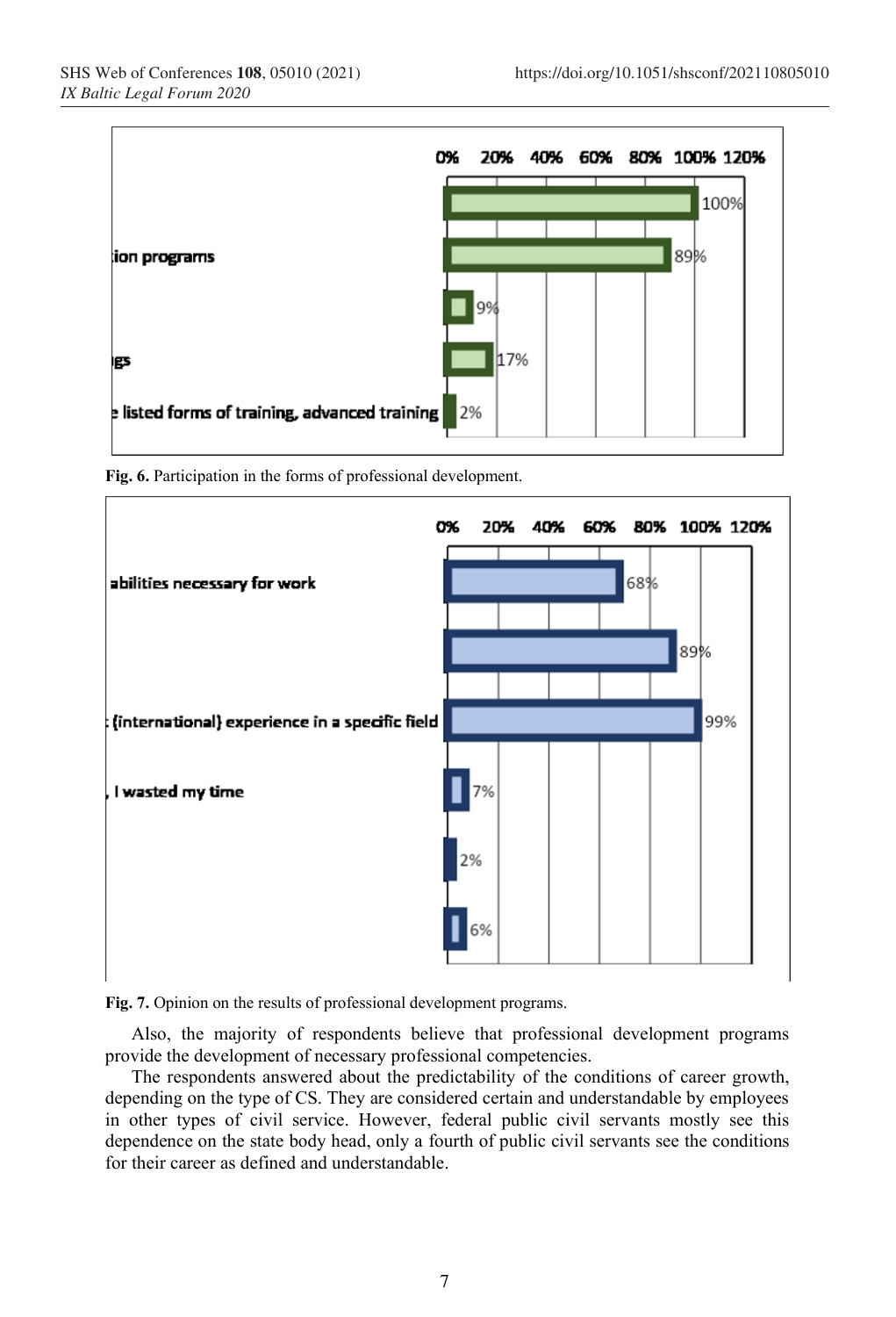**Fig. 6.** Participation in the forms of professional development.

**Fig. 7.** Opinion on the results of professional development programs.

Also, the majority of respondents believe that professional development programs provide the development of necessary professional competencies.

The respondents answered about the predictability of the conditions of career growth, depending on the type of CS. They are considered certain and understandable by employees in other types of civil service. However, federal public civil servants mostly see this dependence on the state body head, only a fourth of public civil servants see the conditions for their career as defined and understandable.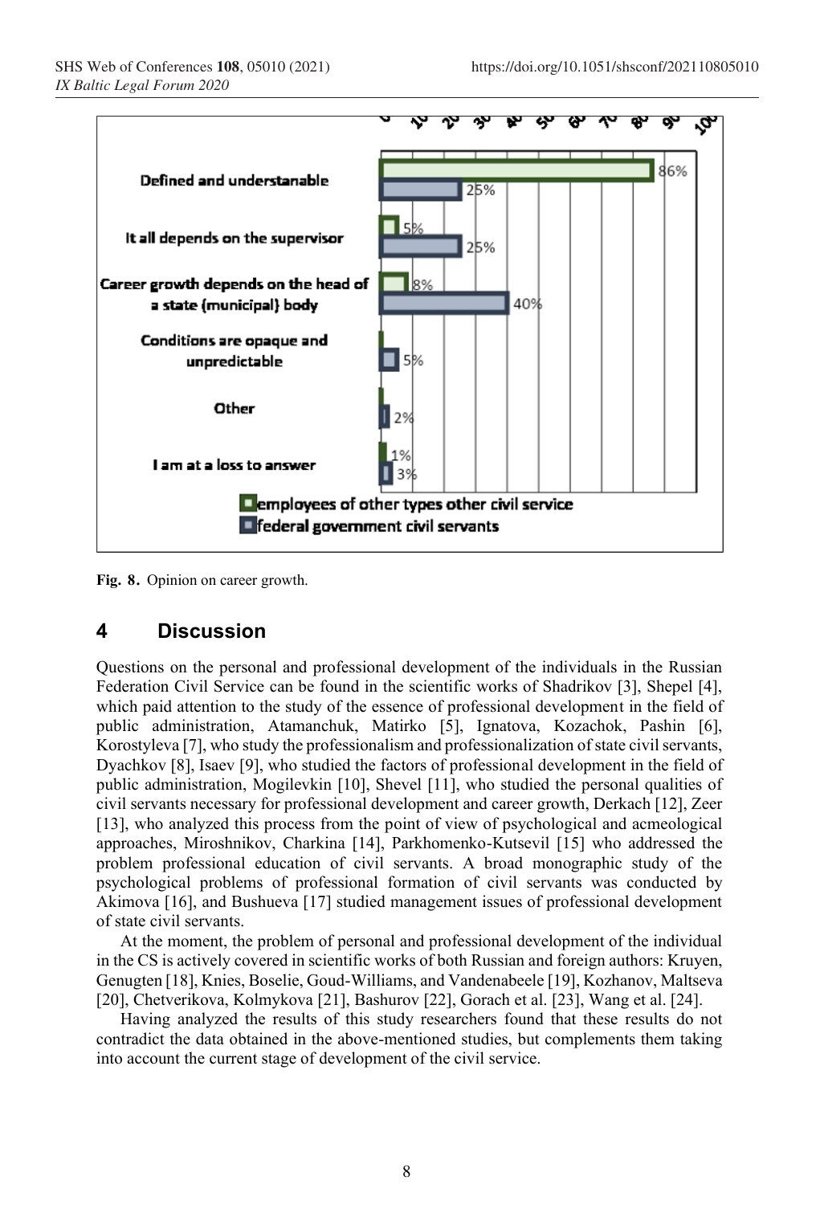| | employees of other types other civil service | federal government civil servants |
|---|---|---|
| Defined and understanable | 86% | 25% |
| It all depends on the supervisor | 5% | 25% |
| Career growth depends on the head of a state (municipal) body | 8% | 40% |
| Conditions are opaque and unpredictable | | 5% |
| Other | | 2% |
| I am at a loss to answer | 1% | 3% |

**Fig. 8.** Opinion on career growth.

## 4 Discussion

Questions on the personal and professional development of the individuals in the Russian Federation Civil Service can be found in the scientific works of Shadrikov [3], Shepel [4], which paid attention to the study of the essence of professional development in the field of public administration, Atamanchuk, Matirko [5], Ignatova, Kozachok, Pashin [6], Korostyleva [7], who study the professionalism and professionalization of state civil servants, Dyachkov [8], Isaev [9], who studied the factors of professional development in the field of public administration, Mogilevkin [10], Shevel [11], who studied the personal qualities of civil servants necessary for professional development and career growth, Derkach [12], Zeer [13], who analyzed this process from the point of view of psychological and acmeological approaches, Miroshnikov, Charkina [14], Parkhomenko-Kutsevil [15] who addressed the problem professional education of civil servants. A broad monographic study of the psychological problems of professional formation of civil servants was conducted by Akimova [16], and Bushueva [17] studied management issues of professional development of state civil servants.

At the moment, the problem of personal and professional development of the individual in the CS is actively covered in scientific works of both Russian and foreign authors: Kruyen, Genugten [18], Knies, Boselie, Goud-Williams, and Vandenabeele [19], Kozhanov, Maltseva [20], Chetverikova, Kolmykova [21], Bashurov [22], Gorach et al. [23], Wang et al. [24].

Having analyzed the results of this study researchers found that these results do not contradict the data obtained in the above-mentioned studies, but complements them taking into account the current stage of development of the civil service.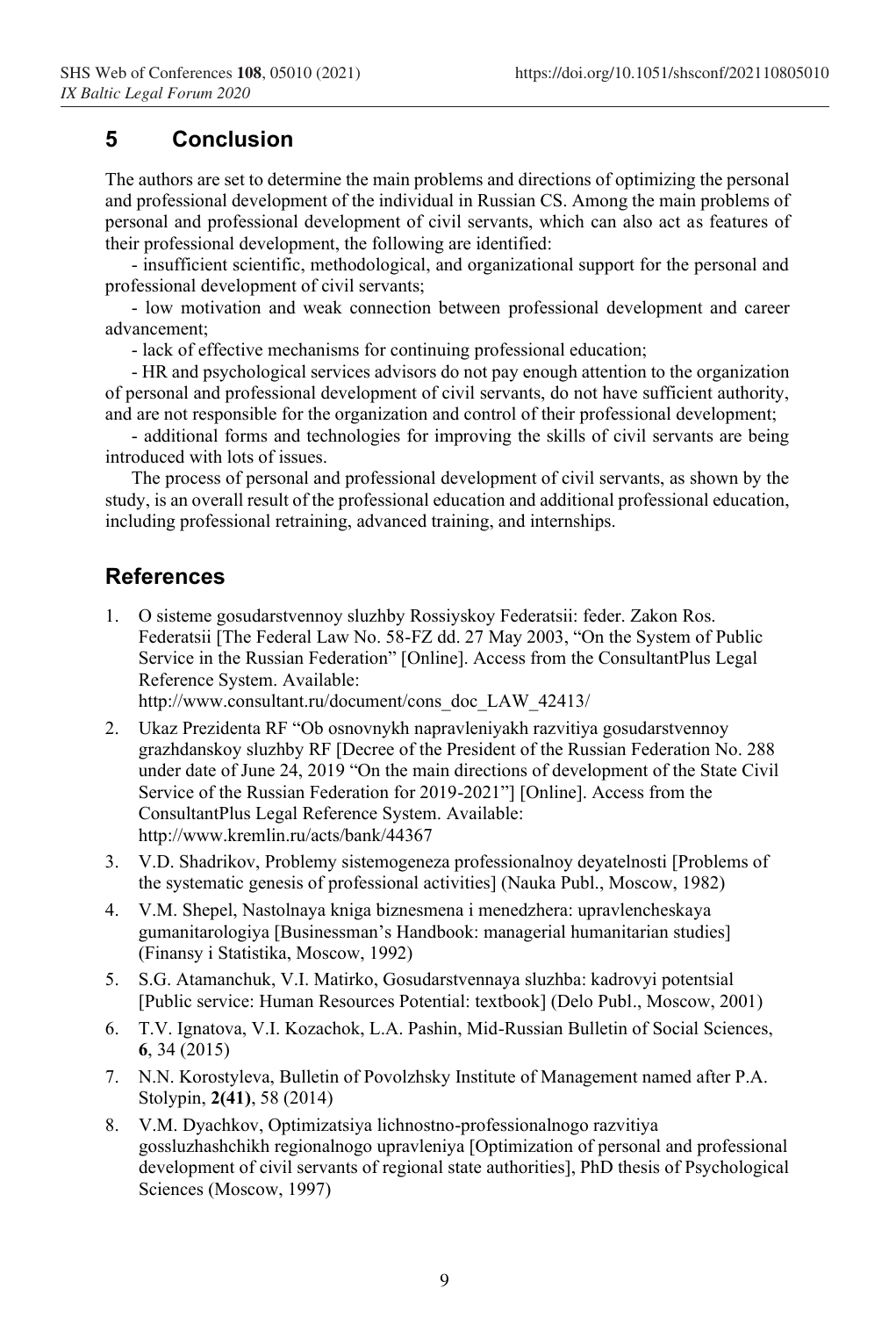## 5 Conclusion

The authors are set to determine the main problems and directions of optimizing the personal and professional development of the individual in Russian CS. Among the main problems of personal and professional development of civil servants, which can also act as features of their professional development, the following are identified:

- insufficient scientific, methodological, and organizational support for the personal and professional development of civil servants;
- low motivation and weak connection between professional development and career advancement;
- lack of effective mechanisms for continuing professional education;
- HR and psychological services advisors do not pay enough attention to the organization of personal and professional development of civil servants, do not have sufficient authority, and are not responsible for the organization and control of their professional development;
- additional forms and technologies for improving the skills of civil servants are being introduced with lots of issues.

The process of personal and professional development of civil servants, as shown by the study, is an overall result of the professional education and additional professional education, including professional retraining, advanced training, and internships.

## References

1. O sisteme gosudarstvennoy sluzhby Rossiyskoy Federatsii: feder. Zakon Ros. Federatsii [The Federal Law No. 58-FZ dd. 27 May 2003, "On the System of Public Service in the Russian Federation" [Online]. Access from the ConsultantPlus Legal Reference System. Available: http://www.consultant.ru/document/cons_doc_LAW_42413/
2. Ukaz Prezidenta RF "Ob osnovnykh napravleniyakh razvitiya gosudarstvennoy grazhdanskoy sluzhby RF [Decree of the President of the Russian Federation No. 288 under date of June 24, 2019 "On the main directions of development of the State Civil Service of the Russian Federation for 2019-2021"] [Online]. Access from the ConsultantPlus Legal Reference System. Available: http://www.kremlin.ru/acts/bank/44367
3. V.D. Shadrikov, Problemy sistemogeneza professionalnoy deyatelnosti [Problems of the systematic genesis of professional activities] (Nauka Publ., Moscow, 1982)
4. V.M. Shepel, Nastolnaya kniga biznesmena i menedzhera: upravlencheskaya gumanitarologiya [Businessman's Handbook: managerial humanitarian studies] (Finansy i Statistika, Moscow, 1992)
5. S.G. Atamanchuk, V.I. Matirko, Gosudarstvennaya sluzhba: kadrovyi potentsial [Public service: Human Resources Potential: textbook] (Delo Publ., Moscow, 2001)
6. T.V. Ignatova, V.I. Kozachok, L.A. Pashin, Mid-Russian Bulletin of Social Sciences, **6**, 34 (2015)
7. N.N. Korostyleva, Bulletin of Povolzhsky Institute of Management named after P.A. Stolypin, **2(41)**, 58 (2014)
8. V.M. Dyachkov, Optimizatsiya lichnostno-professionalnogo razvitiya gossluzhashchikh regionalnogo upravleniya [Optimization of personal and professional development of civil servants of regional state authorities], PhD thesis of Psychological Sciences (Moscow, 1997)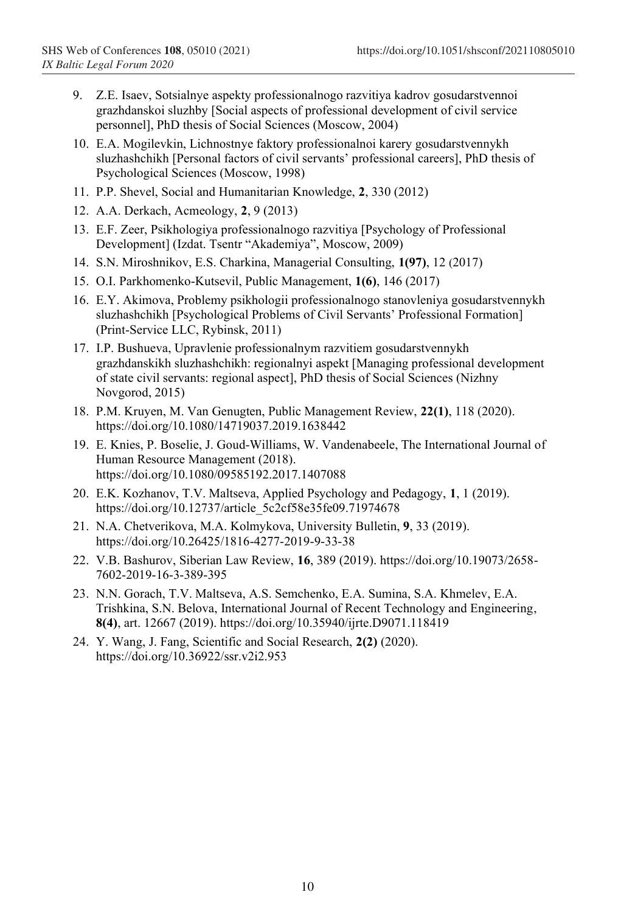9. Z.E. Isaev, Sotsialnye aspekty professionalnogo razvitiya kadrov gosudarstvennoi grazhdanskoi sluzhby [Social aspects of professional development of civil service personnel], PhD thesis of Social Sciences (Moscow, 2004)
10. E.A. Mogilevkin, Lichnostnye faktory professionalnoi karery gosudarstvennykh sluzhashchikh [Personal factors of civil servants' professional careers], PhD thesis of Psychological Sciences (Moscow, 1998)
11. P.P. Shevel, Social and Humanitarian Knowledge, **2**, 330 (2012)
12. A.A. Derkach, Acmeology, **2**, 9 (2013)
13. E.F. Zeer, Psikhologiya professionalnogo razvitiya [Psychology of Professional Development] (Izdat. Tsentr "Akademiya", Moscow, 2009)
14. S.N. Miroshnikov, E.S. Charkina, Managerial Consulting, **1(97)**, 12 (2017)
15. O.I. Parkhomenko-Kutsevil, Public Management, **1(6)**, 146 (2017)
16. E.Y. Akimova, Problemy psikhologii professionalnogo stanovleniya gosudarstvennykh sluzhashchikh [Psychological Problems of Civil Servants' Professional Formation] (Print-Service LLC, Rybinsk, 2011)
17. I.P. Bushueva, Upravlenie professionalnym razvitiem gosudarstvennykh grazhdanskikh sluzhashchikh: regionalnyi aspekt [Managing professional development of state civil servants: regional aspect], PhD thesis of Social Sciences (Nizhny Novgorod, 2015)
18. P.M. Kruyen, M. Van Genugten, Public Management Review, **22(1)**, 118 (2020). https://doi.org/10.1080/14719037.2019.1638442
19. E. Knies, P. Boselie, J. Goud-Williams, W. Vandenabeele, The International Journal of Human Resource Management (2018). https://doi.org/10.1080/09585192.2017.1407088
20. E.K. Kozhanov, T.V. Maltseva, Applied Psychology and Pedagogy, **1**, 1 (2019). https://doi.org/10.12737/article_5c2cf58e35fe09.71974678
21. N.A. Chetverikova, M.A. Kolmykova, University Bulletin, **9**, 33 (2019). https://doi.org/10.26425/1816-4277-2019-9-33-38
22. V.B. Bashurov, Siberian Law Review, **16**, 389 (2019). https://doi.org/10.19073/2658-7602-2019-16-3-389-395
23. N.N. Gorach, T.V. Maltseva, A.S. Semchenko, E.A. Sumina, S.A. Khmelev, E.A. Trishkina, S.N. Belova, International Journal of Recent Technology and Engineering, **8(4)**, art. 12667 (2019). https://doi.org/10.35940/ijrte.D9071.118419
24. Y. Wang, J. Fang, Scientific and Social Research, **2(2)** (2020). https://doi.org/10.36922/ssr.v2i2.953